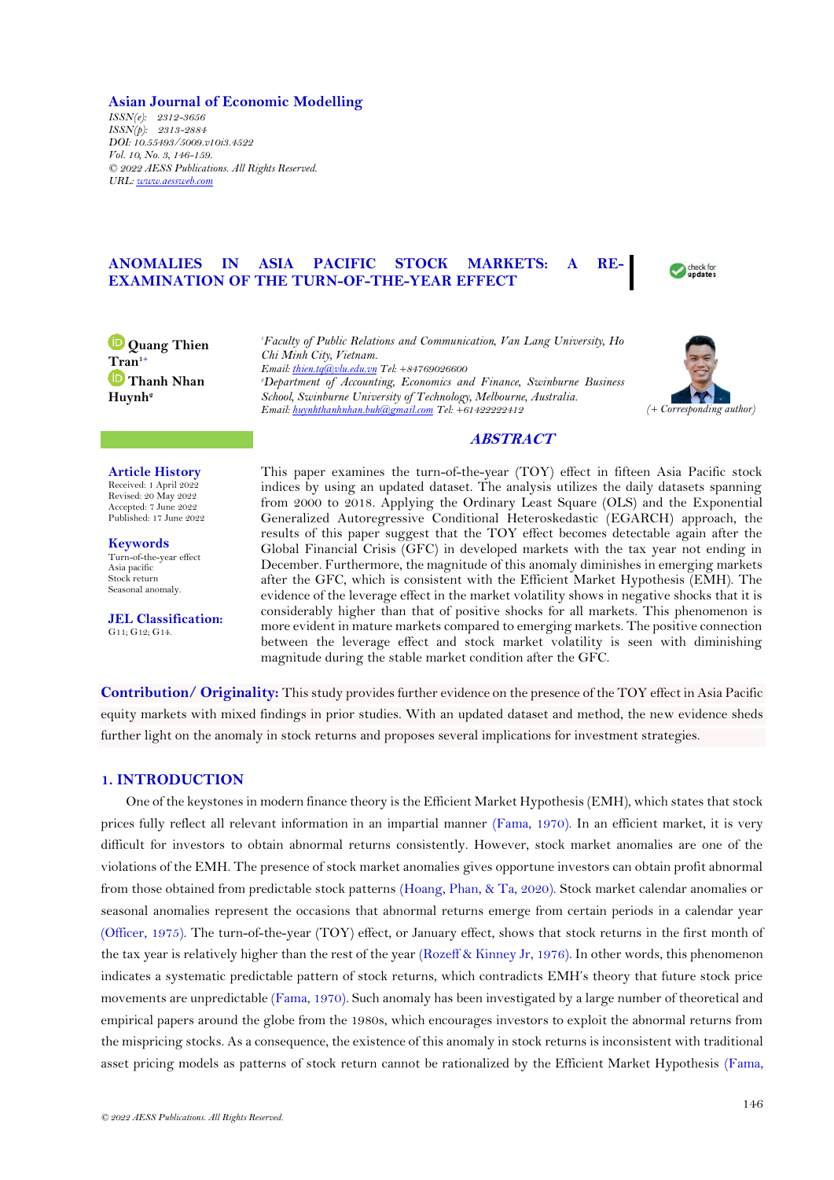Asian Journal of Economic Modelling
*ISSN(e): 2312-3656*
*ISSN(p): 2313-2884*
*DOI: 10.55493/5009.v10i3.4522*
*Vol. 10, No. 3, 146-159.*
*© 2022 AESS Publications. All Rights Reserved.*
*URL: www.aessweb.com*

# ANOMALIES IN ASIA PACIFIC STOCK MARKETS: A RE-EXAMINATION OF THE TURN-OF-THE-YEAR EFFECT

**Quang Thien Tran**[1+]
**Thanh Nhan Huynh**[2]

[1]*Faculty of Public Relations and Communication, Van Lang University, Ho Chi Minh City, Vietnam.*
*Email: thien.tq@vlu.edu.vn Tel: +84769026600*
[2]*Department of Accounting, Economics and Finance, Swinburne Business School, Swinburne University of Technology, Melbourne, Australia.*
*Email: huynhthanhnhan.buh@gmail.com Tel: +61422222412*

*(+ Corresponding author)*

**Article History**
Received: 1 April 2022
Revised: 20 May 2022
Accepted: 7 June 2022
Published: 17 June 2022

**Keywords**
Turn-of-the-year effect
Asia pacific
Stock return
Seasonal anomaly.

**JEL Classification:**
G11; G12; G14.

## ABSTRACT

This paper examines the turn-of-the-year (TOY) effect in fifteen Asia Pacific stock indices by using an updated dataset. The analysis utilizes the daily datasets spanning from 2000 to 2018. Applying the Ordinary Least Square (OLS) and the Exponential Generalized Autoregressive Conditional Heteroskedastic (EGARCH) approach, the results of this paper suggest that the TOY effect becomes detectable again after the Global Financial Crisis (GFC) in developed markets with the tax year not ending in December. Furthermore, the magnitude of this anomaly diminishes in emerging markets after the GFC, which is consistent with the Efficient Market Hypothesis (EMH). The evidence of the leverage effect in the market volatility shows in negative shocks that it is considerably higher than that of positive shocks for all markets. This phenomenon is more evident in mature markets compared to emerging markets. The positive connection between the leverage effect and stock market volatility is seen with diminishing magnitude during the stable market condition after the GFC.

**Contribution/ Originality:** This study provides further evidence on the presence of the TOY effect in Asia Pacific equity markets with mixed findings in prior studies. With an updated dataset and method, the new evidence sheds further light on the anomaly in stock returns and proposes several implications for investment strategies.

## 1. INTRODUCTION

One of the keystones in modern finance theory is the Efficient Market Hypothesis (EMH), which states that stock prices fully reflect all relevant information in an impartial manner (Fama, 1970). In an efficient market, it is very difficult for investors to obtain abnormal returns consistently. However, stock market anomalies are one of the violations of the EMH. The presence of stock market anomalies gives opportune investors can obtain profit abnormal from those obtained from predictable stock patterns (Hoang, Phan, & Ta, 2020). Stock market calendar anomalies or seasonal anomalies represent the occasions that abnormal returns emerge from certain periods in a calendar year (Officer, 1975). The turn-of-the-year (TOY) effect, or January effect, shows that stock returns in the first month of the tax year is relatively higher than the rest of the year (Rozeff & Kinney Jr, 1976). In other words, this phenomenon indicates a systematic predictable pattern of stock returns, which contradicts EMH's theory that future stock price movements are unpredictable (Fama, 1970). Such anomaly has been investigated by a large number of theoretical and empirical papers around the globe from the 1980s, which encourages investors to exploit the abnormal returns from the mispricing stocks. As a consequence, the existence of this anomaly in stock returns is inconsistent with traditional asset pricing models as patterns of stock return cannot be rationalized by the Efficient Market Hypothesis (Fama,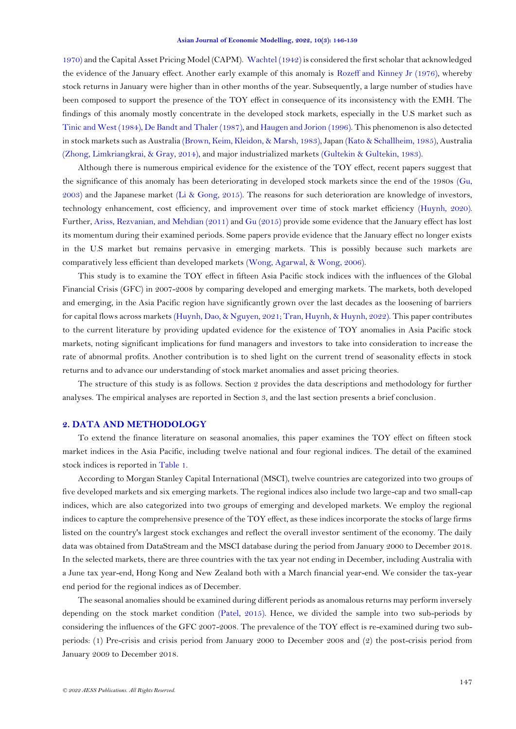1970) and the Capital Asset Pricing Model (CAPM). Wachtel (1942) is considered the first scholar that acknowledged the evidence of the January effect. Another early example of this anomaly is Rozeff and Kinney Jr (1976), whereby stock returns in January were higher than in other months of the year. Subsequently, a large number of studies have been composed to support the presence of the TOY effect in consequence of its inconsistency with the EMH. The findings of this anomaly mostly concentrate in the developed stock markets, especially in the U.S market such as Tinic and West (1984), De Bandt and Thaler (1987), and Haugen and Jorion (1996). This phenomenon is also detected in stock markets such as Australia (Brown, Keim, Kleidon, & Marsh, 1983), Japan (Kato & Schallheim, 1985), Australia (Zhong, Limkriangkrai, & Gray, 2014), and major industrialized markets (Gultekin & Gultekin, 1983).

Although there is numerous empirical evidence for the existence of the TOY effect, recent papers suggest that the significance of this anomaly has been deteriorating in developed stock markets since the end of the 1980s (Gu, 2003) and the Japanese market (Li & Gong, 2015). The reasons for such deterioration are knowledge of investors, technology enhancement, cost efficiency, and improvement over time of stock market efficiency (Huynh, 2020). Further, Ariss, Rezvanian, and Mehdian (2011) and Gu (2015) provide some evidence that the January effect has lost its momentum during their examined periods. Some papers provide evidence that the January effect no longer exists in the U.S market but remains pervasive in emerging markets. This is possibly because such markets are comparatively less efficient than developed markets (Wong, Agarwal, & Wong, 2006).

This study is to examine the TOY effect in fifteen Asia Pacific stock indices with the influences of the Global Financial Crisis (GFC) in 2007-2008 by comparing developed and emerging markets. The markets, both developed and emerging, in the Asia Pacific region have significantly grown over the last decades as the loosening of barriers for capital flows across markets (Huynh, Dao, & Nguyen, 2021; Tran, Huynh, & Huynh, 2022). This paper contributes to the current literature by providing updated evidence for the existence of TOY anomalies in Asia Pacific stock markets, noting significant implications for fund managers and investors to take into consideration to increase the rate of abnormal profits. Another contribution is to shed light on the current trend of seasonality effects in stock returns and to advance our understanding of stock market anomalies and asset pricing theories.

The structure of this study is as follows. Section 2 provides the data descriptions and methodology for further analyses. The empirical analyses are reported in Section 3, and the last section presents a brief conclusion.

## 2. DATA AND METHODOLOGY

To extend the finance literature on seasonal anomalies, this paper examines the TOY effect on fifteen stock market indices in the Asia Pacific, including twelve national and four regional indices. The detail of the examined stock indices is reported in Table 1.

According to Morgan Stanley Capital International (MSCI), twelve countries are categorized into two groups of five developed markets and six emerging markets. The regional indices also include two large-cap and two small-cap indices, which are also categorized into two groups of emerging and developed markets. We employ the regional indices to capture the comprehensive presence of the TOY effect, as these indices incorporate the stocks of large firms listed on the country's largest stock exchanges and reflect the overall investor sentiment of the economy. The daily data was obtained from DataStream and the MSCI database during the period from January 2000 to December 2018. In the selected markets, there are three countries with the tax year not ending in December, including Australia with a June tax year-end, Hong Kong and New Zealand both with a March financial year-end. We consider the tax-year end period for the regional indices as of December.

The seasonal anomalies should be examined during different periods as anomalous returns may perform inversely depending on the stock market condition (Patel, 2015). Hence, we divided the sample into two sub-periods by considering the influences of the GFC 2007-2008. The prevalence of the TOY effect is re-examined during two sub-periods: (1) Pre-crisis and crisis period from January 2000 to December 2008 and (2) the post-crisis period from January 2009 to December 2018.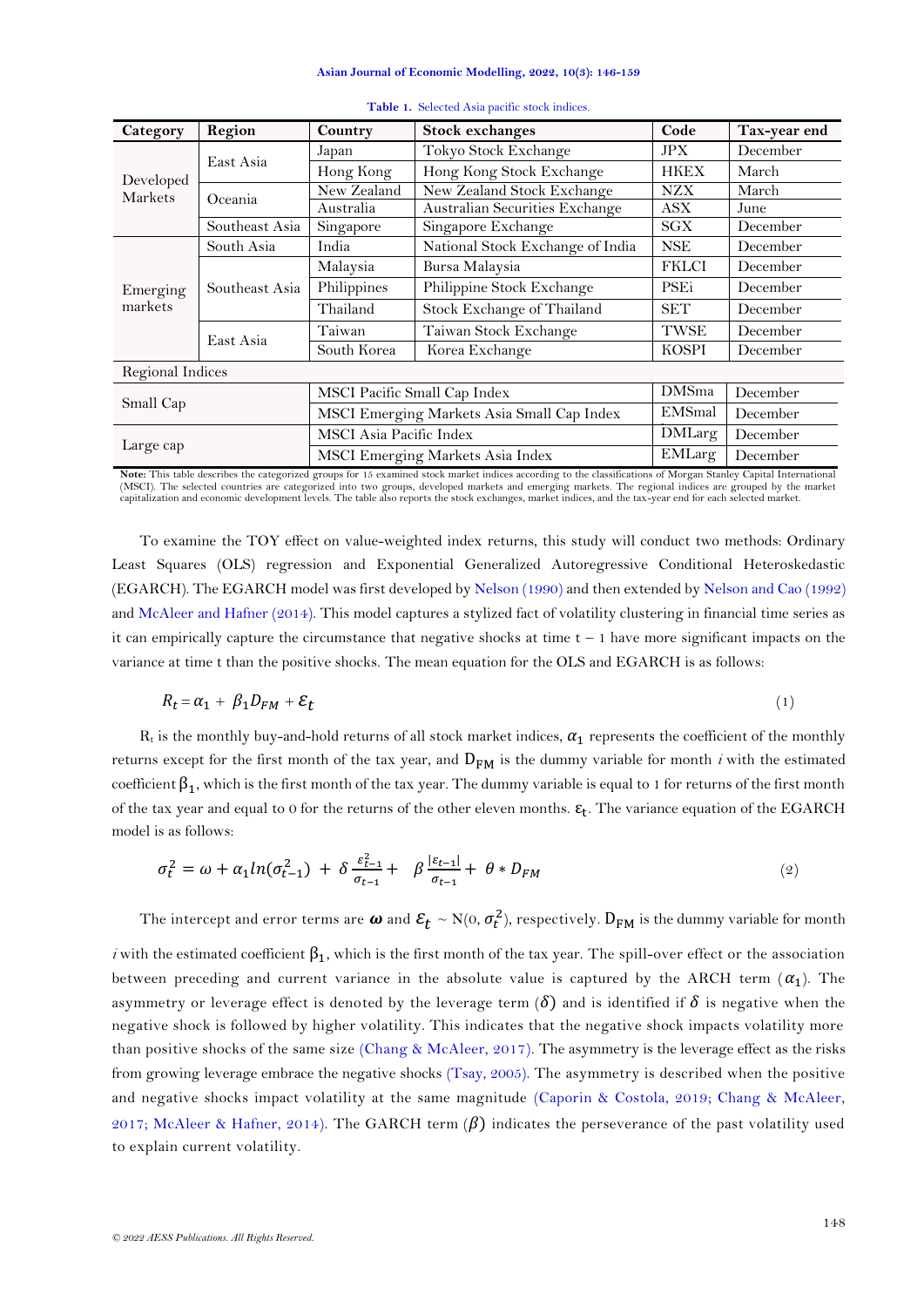**Table 1.** Selected Asia pacific stock indices.

| Category | Region | Country | Stock exchanges | Code | Tax-year end |
|---|---|---|---|---|---|
| Developed Markets | East Asia | Japan | Tokyo Stock Exchange | JPX | December |
| | | Hong Kong | Hong Kong Stock Exchange | HKEX | March |
| | Oceania | New Zealand | New Zealand Stock Exchange | NZX | March |
| | | Australia | Australian Securities Exchange | ASX | June |
| | Southeast Asia | Singapore | Singapore Exchange | SGX | December |
| Emerging markets | South Asia | India | National Stock Exchange of India | NSE | December |
| | Southeast Asia | Malaysia | Bursa Malaysia | FKLCI | December |
| | | Philippines | Philippine Stock Exchange | PSEi | December |
| | | Thailand | Stock Exchange of Thailand | SET | December |
| | East Asia | Taiwan | Taiwan Stock Exchange | TWSE | December |
| | | South Korea | Korea Exchange | KOSPI | December |
| Regional Indices | | | | | |
| Small Cap | | MSCI Pacific Small Cap Index | | DMSma | December |
| | | MSCI Emerging Markets Asia Small Cap Index | | EMSmal | December |
| Large cap | | MSCI Asia Pacific Index | | DMLarg | December |
| | | MSCI Emerging Markets Asia Index | | EMLarg | December |

**Note:** This table describes the categorized groups for 15 examined stock market indices according to the classifications of Morgan Stanley Capital International (MSCI). The selected countries are categorized into two groups, developed markets and emerging markets. The regional indices are grouped by the market capitalization and economic development levels. The table also reports the stock exchanges, market indices, and the tax-year end for each selected market.

To examine the TOY effect on value-weighted index returns, this study will conduct two methods: Ordinary Least Squares (OLS) regression and Exponential Generalized Autoregressive Conditional Heteroskedastic (EGARCH). The EGARCH model was first developed by Nelson (1990) and then extended by Nelson and Cao (1992) and McAleer and Hafner (2014). This model captures a stylized fact of volatility clustering in financial time series as it can empirically capture the circumstance that negative shocks at time $t-1$ have more significant impacts on the variance at time t than the positive shocks. The mean equation for the OLS and EGARCH is as follows:

$$R_t = \alpha_1 + \beta_1 D_{FM} + \varepsilon_t \tag{1}$$

$R_t$ is the monthly buy-and-hold returns of all stock market indices, $\alpha_1$ represents the coefficient of the monthly returns except for the first month of the tax year, and $D_{FM}$ is the dummy variable for month *i* with the estimated coefficient $\beta_1$, which is the first month of the tax year. The dummy variable is equal to 1 for returns of the first month of the tax year and equal to 0 for the returns of the other eleven months. $\varepsilon_t$. The variance equation of the EGARCH model is as follows:

$$\sigma_t^2 = \omega + \alpha_1 ln(\sigma_{t-1}^2) + \delta \frac{\varepsilon_{t-1}^2}{\sigma_{t-1}} + \beta \frac{|\varepsilon_{t-1}|}{\sigma_{t-1}} + \theta * D_{FM} \tag{2}$$

The intercept and error terms are $\boldsymbol{\omega}$ and $\varepsilon_t \sim N(0, \sigma_t^2)$, respectively. $D_{FM}$ is the dummy variable for month *i* with the estimated coefficient $\beta_1$, which is the first month of the tax year. The spill-over effect or the association between preceding and current variance in the absolute value is captured by the ARCH term ($\alpha_1$). The asymmetry or leverage effect is denoted by the leverage term ($\delta$) and is identified if $\delta$ is negative when the negative shock is followed by higher volatility. This indicates that the negative shock impacts volatility more than positive shocks of the same size (Chang & McAleer, 2017). The asymmetry is the leverage effect as the risks from growing leverage embrace the negative shocks (Tsay, 2005). The asymmetry is described when the positive and negative shocks impact volatility at the same magnitude (Caporin & Costola, 2019; Chang & McAleer, 2017; McAleer & Hafner, 2014). The GARCH term ($\beta$) indicates the perseverance of the past volatility used to explain current volatility.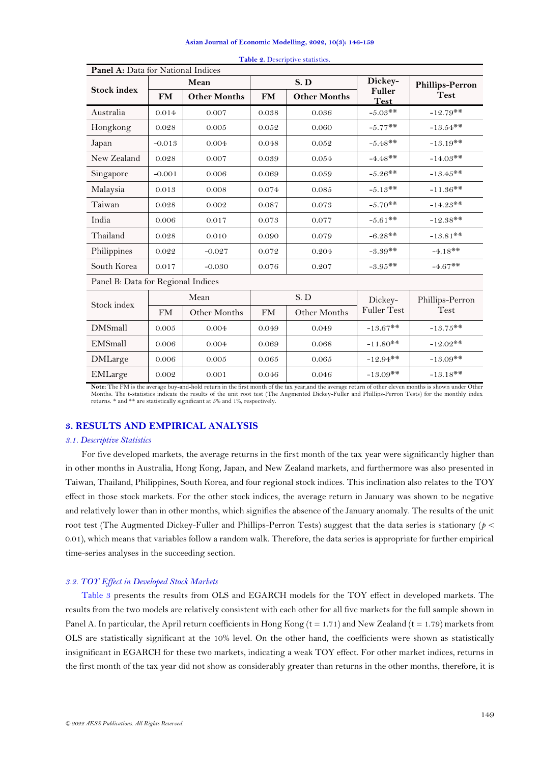Table 2. Descriptive statistics.

| Panel A: Data for National Indices | | | | | | |
|---|---|---|---|---|---|---|
| Stock index | Mean | | S. D | | Dickey-Fuller Test | Phillips-Perron Test |
| | FM | Other Months | FM | Other Months | | |
| Australia | 0.014 | 0.007 | 0.038 | 0.036 | -5.03** | -12.79** |
| Hongkong | 0.028 | 0.005 | 0.052 | 0.060 | -5.77** | -13.54** |
| Japan | -0.013 | 0.004 | 0.048 | 0.052 | -5.48** | -13.19** |
| New Zealand | 0.028 | 0.007 | 0.039 | 0.054 | -4.48** | -14.03** |
| Singapore | -0.001 | 0.006 | 0.069 | 0.059 | -5.26** | -13.45** |
| Malaysia | 0.013 | 0.008 | 0.074 | 0.085 | -5.13** | -11.36** |
| Taiwan | 0.028 | 0.002 | 0.087 | 0.073 | -5.70** | -14.23** |
| India | 0.006 | 0.017 | 0.073 | 0.077 | -5.61** | -12.38** |
| Thailand | 0.028 | 0.010 | 0.090 | 0.079 | -6.28** | -13.81** |
| Philippines | 0.022 | -0.027 | 0.072 | 0.204 | -3.39** | -4.18** |
| South Korea | 0.017 | -0.030 | 0.076 | 0.207 | -3.95** | -4.67** |
| **Panel B: Data for Regional Indices** | | | | | | |
| Stock index | Mean | | S. D | | Dickey-Fuller Test | Phillips-Perron Test |
| | FM | Other Months | FM | Other Months | | |
| DMSmall | 0.005 | 0.004 | 0.049 | 0.049 | -13.67** | -13.75** |
| EMSmall | 0.006 | 0.004 | 0.069 | 0.068 | -11.80** | -12.02** |
| DMLarge | 0.006 | 0.005 | 0.065 | 0.065 | -12.94** | -13.09** |
| EMLarge | 0.002 | 0.001 | 0.046 | 0.046 | -13.09** | -13.18** |

**Note:** The FM is the average buy-and-hold return in the first month of the tax year,and the average return of other eleven months is shown under Other Months. The t-statistics indicate the results of the unit root test (The Augmented Dickey-Fuller and Phillips-Perron Tests) for the monthly index returns. * and ** are statistically significant at 5% and 1%, respectively.

## 3. RESULTS AND EMPIRICAL ANALYSIS

### *3.1. Descriptive Statistics*

For five developed markets, the average returns in the first month of the tax year were significantly higher than in other months in Australia, Hong Kong, Japan, and New Zealand markets, and furthermore was also presented in Taiwan, Thailand, Philippines, South Korea, and four regional stock indices. This inclination also relates to the TOY effect in those stock markets. For the other stock indices, the average return in January was shown to be negative and relatively lower than in other months, which signifies the absence of the January anomaly. The results of the unit root test (The Augmented Dickey-Fuller and Phillips-Perron Tests) suggest that the data series is stationary ($p < 0.01$), which means that variables follow a random walk. Therefore, the data series is appropriate for further empirical time-series analyses in the succeeding section.

### *3.2. TOY Effect in Developed Stock Markets*

Table 3 presents the results from OLS and EGARCH models for the TOY effect in developed markets. The results from the two models are relatively consistent with each other for all five markets for the full sample shown in Panel A. In particular, the April return coefficients in Hong Kong ($t = 1.71$) and New Zealand ($t = 1.79$) markets from OLS are statistically significant at the 10% level. On the other hand, the coefficients were shown as statistically insignificant in EGARCH for these two markets, indicating a weak TOY effect. For other market indices, returns in the first month of the tax year did not show as considerably greater than returns in the other months, therefore, it is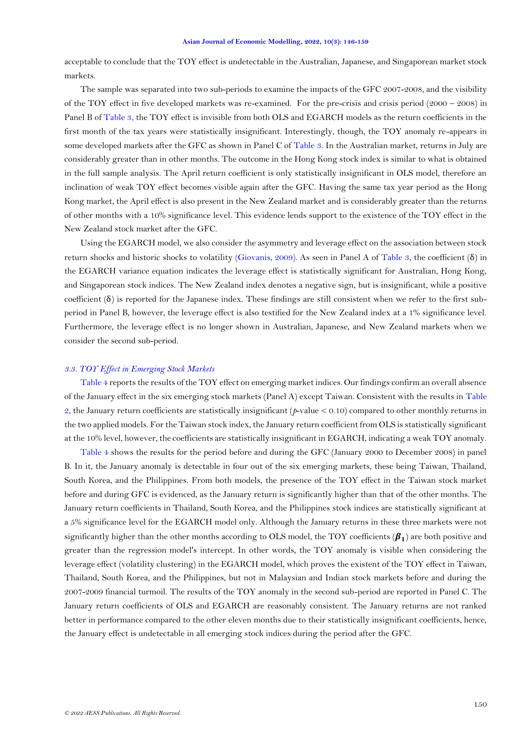acceptable to conclude that the TOY effect is undetectable in the Australian, Japanese, and Singaporean market stock markets.

The sample was separated into two sub-periods to examine the impacts of the GFC 2007-2008, and the visibility of the TOY effect in five developed markets was re-examined. For the pre-crisis and crisis period (2000 – 2008) in Panel B of Table 3, the TOY effect is invisible from both OLS and EGARCH models as the return coefficients in the first month of the tax years were statistically insignificant. Interestingly, though, the TOY anomaly re-appears in some developed markets after the GFC as shown in Panel C of Table 3. In the Australian market, returns in July are considerably greater than in other months. The outcome in the Hong Kong stock index is similar to what is obtained in the full sample analysis. The April return coefficient is only statistically insignificant in OLS model, therefore an inclination of weak TOY effect becomes visible again after the GFC. Having the same tax year period as the Hong Kong market, the April effect is also present in the New Zealand market and is considerably greater than the returns of other months with a 10% significance level. This evidence lends support to the existence of the TOY effect in the New Zealand stock market after the GFC.

Using the EGARCH model, we also consider the asymmetry and leverage effect on the association between stock return shocks and historic shocks to volatility (Giovanis, 2009). As seen in Panel A of Table 3, the coefficient (δ) in the EGARCH variance equation indicates the leverage effect is statistically significant for Australian, Hong Kong, and Singaporean stock indices. The New Zealand index denotes a negative sign, but is insignificant, while a positive coefficient (δ) is reported for the Japanese index. These findings are still consistent when we refer to the first sub-period in Panel B, however, the leverage effect is also testified for the New Zealand index at a 1% significance level. Furthermore, the leverage effect is no longer shown in Australian, Japanese, and New Zealand markets when we consider the second sub-period.

### *3.3. TOY Effect in Emerging Stock Markets*

Table 4 reports the results of the TOY effect on emerging market indices. Our findings confirm an overall absence of the January effect in the six emerging stock markets (Panel A) except Taiwan. Consistent with the results in Table 2, the January return coefficients are statistically insignificant ($p$-value < 0.10) compared to other monthly returns in the two applied models. For the Taiwan stock index, the January return coefficient from OLS is statistically significant at the 10% level, however, the coefficients are statistically insignificant in EGARCH, indicating a weak TOY anomaly.

Table 4 shows the results for the period before and during the GFC (January 2000 to December 2008) in panel B. In it, the January anomaly is detectable in four out of the six emerging markets, these being Taiwan, Thailand, South Korea, and the Philippines. From both models, the presence of the TOY effect in the Taiwan stock market before and during GFC is evidenced, as the January return is significantly higher than that of the other months. The January return coefficients in Thailand, South Korea, and the Philippines stock indices are statistically significant at a 5% significance level for the EGARCH model only. Although the January returns in these three markets were not significantly higher than the other months according to OLS model, the TOY coefficients ($\boldsymbol{\beta_1}$) are both positive and greater than the regression model's intercept. In other words, the TOY anomaly is visible when considering the leverage effect (volatility clustering) in the EGARCH model, which proves the existent of the TOY effect in Taiwan, Thailand, South Korea, and the Philippines, but not in Malaysian and Indian stock markets before and during the 2007-2009 financial turmoil. The results of the TOY anomaly in the second sub-period are reported in Panel C. The January return coefficients of OLS and EGARCH are reasonably consistent. The January returns are not ranked better in performance compared to the other eleven months due to their statistically insignificant coefficients, hence, the January effect is undetectable in all emerging stock indices during the period after the GFC.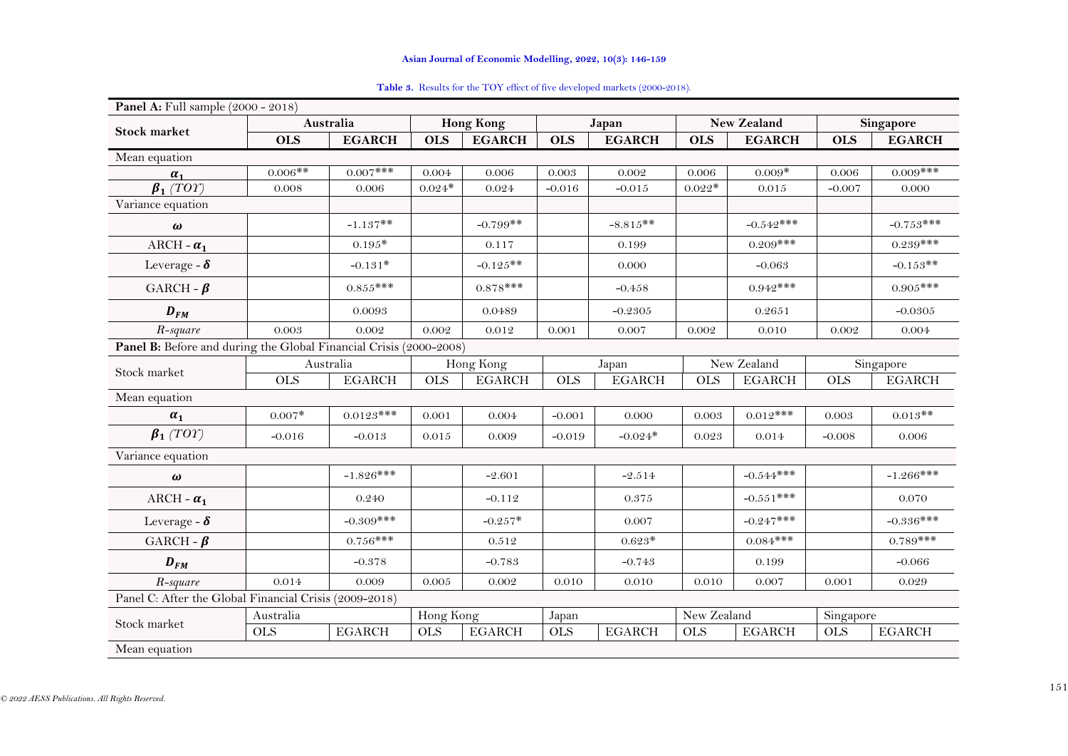**Table 3.** Results for the TOY effect of five developed markets (2000-2018).

| **Panel A:** Full sample (2000 - 2018) | | | | | | | | | | |
|---|---|---|---|---|---|---|---|---|---|---|
| **Stock market** | **Australia** | | **Hong Kong** | | **Japan** | | **New Zealand** | | **Singapore** | |
| | **OLS** | **EGARCH** | **OLS** | **EGARCH** | **OLS** | **EGARCH** | **OLS** | **EGARCH** | **OLS** | **EGARCH** |
| Mean equation | | | | | | | | | | |
| $\alpha_1$ | 0.006** | 0.007*** | 0.004 | 0.006 | 0.003 | 0.002 | 0.006 | 0.009* | 0.006 | 0.009*** |
| $\beta_1$ (*TOY*) | 0.008 | 0.006 | 0.024* | 0.024 | -0.016 | -0.015 | 0.022* | 0.015 | -0.007 | 0.000 |
| Variance equation | | | | | | | | | | |
| $\omega$ | | -1.137** | | -0.799** | | -8.815** | | -0.542*** | | -0.753*** |
| ARCH - $\alpha_1$ | | 0.195* | | 0.117 | | 0.199 | | 0.209*** | | 0.239*** |
| Leverage - $\delta$ | | -0.131* | | -0.125** | | 0.000 | | -0.063 | | -0.153** |
| GARCH - $\beta$ | | 0.855*** | | 0.878*** | | -0.458 | | 0.942*** | | 0.905*** |
| $D_{FM}$ | | 0.0093 | | 0.0489 | | -0.2305 | | 0.2651 | | -0.0305 |
| *R-square* | 0.003 | 0.002 | 0.002 | 0.012 | 0.001 | 0.007 | 0.002 | 0.010 | 0.002 | 0.004 |
| **Panel B:** Before and during the Global Financial Crisis (2000-2008) | | | | | | | | | | |
| Stock market | Australia | | Hong Kong | | Japan | | New Zealand | | Singapore | |
| | OLS | EGARCH | OLS | EGARCH | OLS | EGARCH | OLS | EGARCH | OLS | EGARCH |
| Mean equation | | | | | | | | | | |
| $\alpha_1$ | 0.007* | 0.0123*** | 0.001 | 0.004 | -0.001 | 0.000 | 0.003 | 0.012*** | 0.003 | 0.013** |
| $\beta_1$ (*TOY*) | -0.016 | -0.013 | 0.015 | 0.009 | -0.019 | -0.024* | 0.023 | 0.014 | -0.008 | 0.006 |
| Variance equation | | | | | | | | | | |
| $\omega$ | | -1.826*** | | -2.601 | | -2.514 | | -0.544*** | | -1.266*** |
| ARCH - $\alpha_1$ | | 0.240 | | -0.112 | | 0.375 | | -0.551*** | | 0.070 |
| Leverage - $\delta$ | | -0.309*** | | -0.257* | | 0.007 | | -0.247*** | | -0.336*** |
| GARCH - $\beta$ | | 0.756*** | | 0.512 | | 0.623* | | 0.084*** | | 0.789*** |
| $D_{FM}$ | | -0.378 | | -0.783 | | -0.743 | | 0.199 | | -0.066 |
| *R-square* | 0.014 | 0.009 | 0.005 | 0.002 | 0.010 | 0.010 | 0.010 | 0.007 | 0.001 | 0.029 |
| Panel C: After the Global Financial Crisis (2009-2018) | | | | | | | | | | |
| Stock market | Australia | | Hong Kong | | Japan | | New Zealand | | Singapore | |
| | OLS | EGARCH | OLS | EGARCH | OLS | EGARCH | OLS | EGARCH | OLS | EGARCH |
| Mean equation | | | | | | | | | | |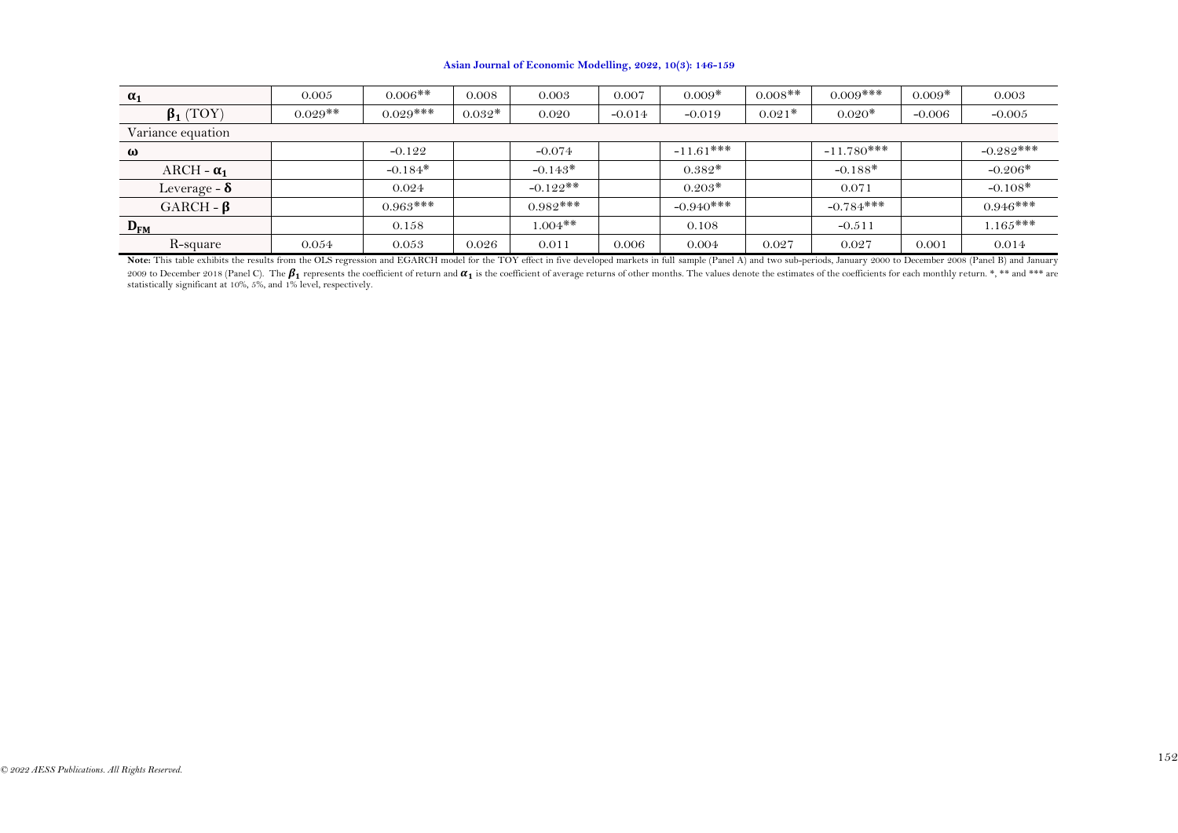| | | | | | | | | | | |
|---|---|---|---|---|---|---|---|---|---|---|
| $\alpha_1$ | 0.005 | 0.006** | 0.008 | 0.003 | 0.007 | 0.009* | 0.008** | 0.009*** | 0.009* | 0.003 |
| $\beta_1$ (TOY) | 0.029** | 0.029*** | 0.032* | 0.020 | -0.014 | -0.019 | 0.021* | 0.020* | -0.006 | -0.005 |
| Variance equation | | | | | | | | | | |
| $\omega$ | | -0.122 | | -0.074 | | -11.61*** | | -11.780*** | | -0.282*** |
| ARCH - $\alpha_1$ | | -0.184* | | -0.143* | | 0.382* | | -0.188* | | -0.206* |
| Leverage - $\delta$ | | 0.024 | | -0.122** | | 0.203* | | 0.071 | | -0.108* |
| GARCH - $\beta$ | | 0.963*** | | 0.982*** | | -0.940*** | | -0.784*** | | 0.946*** |
| $D_{FM}$ | | 0.158 | | 1.004** | | 0.108 | | -0.511 | | 1.165*** |
| R-square | 0.054 | 0.053 | 0.026 | 0.011 | 0.006 | 0.004 | 0.027 | 0.027 | 0.001 | 0.014 |

**Note:** This table exhibits the results from the OLS regression and EGARCH model for the TOY effect in five developed markets in full sample (Panel A) and two sub-periods, January 2000 to December 2008 (Panel B) and January 2009 to December 2018 (Panel C). The $\beta_1$ represents the coefficient of return and $\alpha_1$ is the coefficient of average returns of other months. The values denote the estimates of the coefficients for each monthly return. *, ** and *** are statistically significant at 10%, 5%, and 1% level, respectively.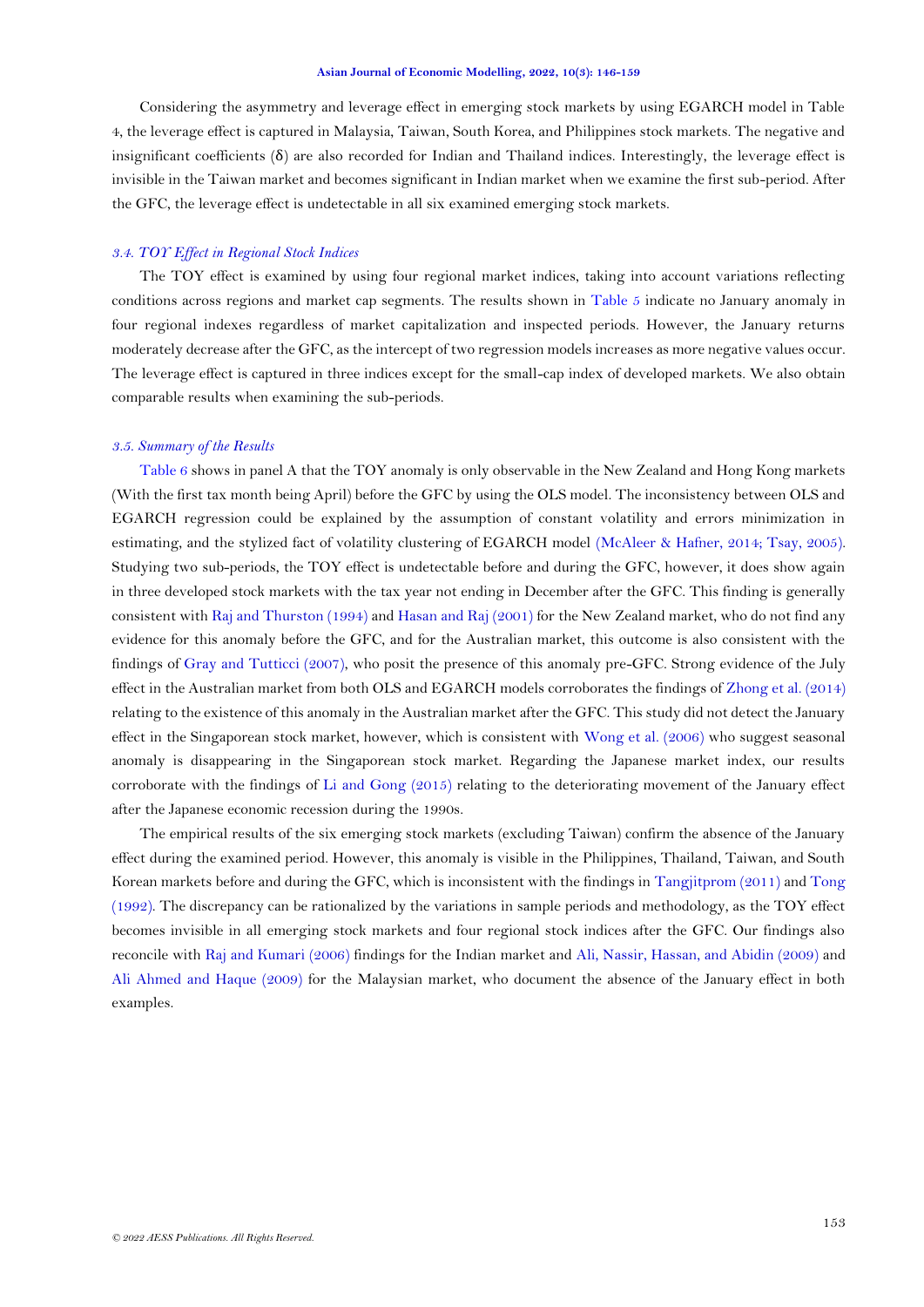Considering the asymmetry and leverage effect in emerging stock markets by using EGARCH model in Table 4, the leverage effect is captured in Malaysia, Taiwan, South Korea, and Philippines stock markets. The negative and insignificant coefficients ($\delta$) are also recorded for Indian and Thailand indices. Interestingly, the leverage effect is invisible in the Taiwan market and becomes significant in Indian market when we examine the first sub-period. After the GFC, the leverage effect is undetectable in all six examined emerging stock markets.

### *3.4. TOY Effect in Regional Stock Indices*

The TOY effect is examined by using four regional market indices, taking into account variations reflecting conditions across regions and market cap segments. The results shown in Table 5 indicate no January anomaly in four regional indexes regardless of market capitalization and inspected periods. However, the January returns moderately decrease after the GFC, as the intercept of two regression models increases as more negative values occur. The leverage effect is captured in three indices except for the small-cap index of developed markets. We also obtain comparable results when examining the sub-periods.

### *3.5. Summary of the Results*

Table 6 shows in panel A that the TOY anomaly is only observable in the New Zealand and Hong Kong markets (With the first tax month being April) before the GFC by using the OLS model. The inconsistency between OLS and EGARCH regression could be explained by the assumption of constant volatility and errors minimization in estimating, and the stylized fact of volatility clustering of EGARCH model (McAleer & Hafner, 2014; Tsay, 2005). Studying two sub-periods, the TOY effect is undetectable before and during the GFC, however, it does show again in three developed stock markets with the tax year not ending in December after the GFC. This finding is generally consistent with Raj and Thurston (1994) and Hasan and Raj (2001) for the New Zealand market, who do not find any evidence for this anomaly before the GFC, and for the Australian market, this outcome is also consistent with the findings of Gray and Tutticci (2007), who posit the presence of this anomaly pre-GFC. Strong evidence of the July effect in the Australian market from both OLS and EGARCH models corroborates the findings of Zhong et al. (2014) relating to the existence of this anomaly in the Australian market after the GFC. This study did not detect the January effect in the Singaporean stock market, however, which is consistent with Wong et al. (2006) who suggest seasonal anomaly is disappearing in the Singaporean stock market. Regarding the Japanese market index, our results corroborate with the findings of Li and Gong (2015) relating to the deteriorating movement of the January effect after the Japanese economic recession during the 1990s.

The empirical results of the six emerging stock markets (excluding Taiwan) confirm the absence of the January effect during the examined period. However, this anomaly is visible in the Philippines, Thailand, Taiwan, and South Korean markets before and during the GFC, which is inconsistent with the findings in Tangjitprom (2011) and Tong (1992). The discrepancy can be rationalized by the variations in sample periods and methodology, as the TOY effect becomes invisible in all emerging stock markets and four regional stock indices after the GFC. Our findings also reconcile with Raj and Kumari (2006) findings for the Indian market and Ali, Nassir, Hassan, and Abidin (2009) and Ali Ahmed and Haque (2009) for the Malaysian market, who document the absence of the January effect in both examples.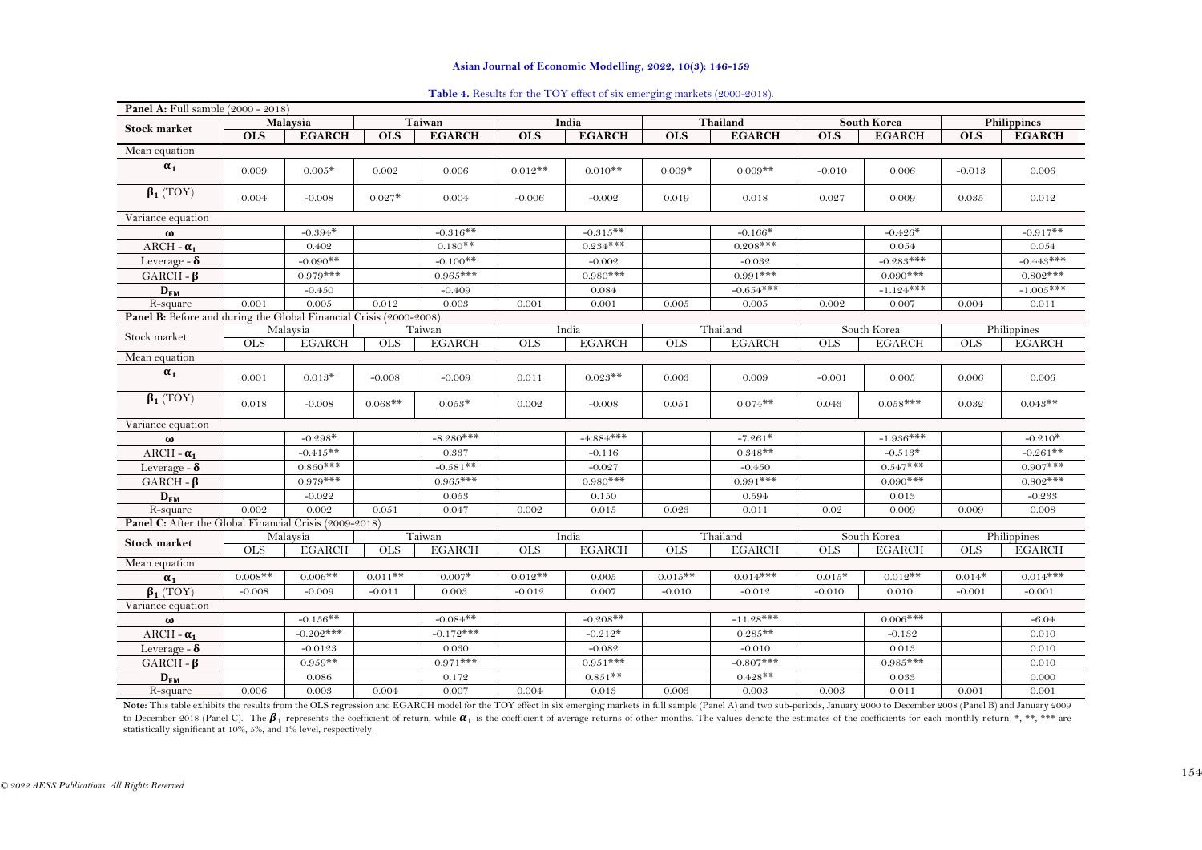**Table 4.** Results for the TOY effect of six emerging markets (2000-2018).

| **Panel A:** Full sample (2000 - 2018) | | | | | | | | | | | | |
|---|---|---|---|---|---|---|---|---|---|---|---|---|
| **Stock market** | **Malaysia** | | **Taiwan** | | **India** | | **Thailand** | | **South Korea** | | **Philippines** | |
| | **OLS** | **EGARCH** | **OLS** | **EGARCH** | **OLS** | **EGARCH** | **OLS** | **EGARCH** | **OLS** | **EGARCH** | **OLS** | **EGARCH** |
| Mean equation | | | | | | | | | | | | |
| $\alpha_1$ | 0.009 | 0.005* | 0.002 | 0.006 | 0.012** | 0.010** | 0.009* | 0.009** | -0.010 | 0.006 | -0.013 | 0.006 |
| $\beta_1$ (TOY) | 0.004 | -0.008 | 0.027* | 0.004 | -0.006 | -0.002 | 0.019 | 0.018 | 0.027 | 0.009 | 0.035 | 0.012 |
| Variance equation | | | | | | | | | | | | |
| $\omega$ | | -0.394* | | -0.316** | | -0.315** | | -0.166* | | -0.426* | | -0.917** |
| ARCH - $\alpha_1$ | | 0.402 | | 0.180** | | 0.234*** | | 0.208*** | | 0.054 | | 0.054 |
| Leverage - $\delta$ | | -0.090** | | -0.100** | | -0.002 | | -0.032 | | -0.283*** | | -0.443*** |
| GARCH - $\beta$ | | 0.979*** | | 0.965*** | | 0.980*** | | 0.991*** | | 0.090*** | | 0.802*** |
| $D_{FM}$ | | -0.450 | | -0.409 | | 0.084 | | -0.654*** | | -1.124*** | | -1.005*** |
| R-square | 0.001 | 0.005 | 0.012 | 0.003 | 0.001 | 0.001 | 0.005 | 0.005 | 0.002 | 0.007 | 0.004 | 0.011 |
| **Panel B:** Before and during the Global Financial Crisis (2000-2008) | | | | | | | | | | | | |
| Stock market | Malaysia | | Taiwan | | India | | Thailand | | South Korea | | Philippines | |
| | OLS | EGARCH | OLS | EGARCH | OLS | EGARCH | OLS | EGARCH | OLS | EGARCH | OLS | EGARCH |
| Mean equation | | | | | | | | | | | | |
| $\alpha_1$ | 0.001 | 0.013* | -0.008 | -0.009 | 0.011 | 0.023** | 0.003 | 0.009 | -0.001 | 0.005 | 0.006 | 0.006 |
| $\beta_1$ (TOY) | 0.018 | -0.008 | 0.068** | 0.053* | 0.002 | -0.008 | 0.051 | 0.074** | 0.043 | 0.058*** | 0.032 | 0.043** |
| Variance equation | | | | | | | | | | | | |
| $\omega$ | | -0.298* | | -8.280*** | | -4.884*** | | -7.261* | | -1.936*** | | -0.210* |
| ARCH - $\alpha_1$ | | -0.415** | | 0.337 | | -0.116 | | 0.348** | | -0.513* | | -0.261** |
| Leverage - $\delta$ | | 0.860*** | | -0.581** | | -0.027 | | -0.450 | | 0.547*** | | 0.907*** |
| GARCH - $\beta$ | | 0.979*** | | 0.965*** | | 0.980*** | | 0.991*** | | 0.090*** | | 0.802*** |
| $D_{FM}$ | | -0.022 | | 0.053 | | 0.150 | | 0.594 | | 0.013 | | -0.233 |
| R-square | 0.002 | 0.002 | 0.051 | 0.047 | 0.002 | 0.015 | 0.023 | 0.011 | 0.02 | 0.009 | 0.009 | 0.008 |
| **Panel C:** After the Global Financial Crisis (2009-2018) | | | | | | | | | | | | |
| **Stock market** | Malaysia | | Taiwan | | India | | Thailand | | South Korea | | Philippines | |
| | OLS | EGARCH | OLS | EGARCH | OLS | EGARCH | OLS | EGARCH | OLS | EGARCH | OLS | EGARCH |
| Mean equation | | | | | | | | | | | | |
| $\alpha_1$ | 0.008** | 0.006** | 0.011** | 0.007* | 0.012** | 0.005 | 0.015** | 0.014*** | 0.015* | 0.012** | 0.014* | 0.014*** |
| $\beta_1$ (TOY) | -0.008 | -0.009 | -0.011 | 0.003 | -0.012 | 0.007 | -0.010 | -0.012 | -0.010 | 0.010 | -0.001 | -0.001 |
| Variance equation | | | | | | | | | | | | |
| $\omega$ | | -0.156** | | -0.084** | | -0.208** | | -11.28*** | | 0.006*** | | -6.04 |
| ARCH - $\alpha_1$ | | -0.202*** | | -0.172*** | | -0.212* | | 0.285** | | -0.132 | | 0.010 |
| Leverage - $\delta$ | | -0.0123 | | 0.030 | | -0.082 | | -0.010 | | 0.013 | | 0.010 |
| GARCH - $\beta$ | | 0.959** | | 0.971*** | | 0.951*** | | -0.807*** | | 0.985*** | | 0.010 |
| $D_{FM}$ | | 0.086 | | 0.172 | | 0.851** | | 0.428** | | 0.033 | | 0.000 |
| R-square | 0.006 | 0.003 | 0.004 | 0.007 | 0.004 | 0.013 | 0.003 | 0.003 | 0.003 | 0.011 | 0.001 | 0.001 |

**Note:** This table exhibits the results from the OLS regression and EGARCH model for the TOY effect in six emerging markets in full sample (Panel A) and two sub-periods, January 2000 to December 2008 (Panel B) and January 2009 to December 2018 (Panel C). The $\beta_1$ represents the coefficient of return, while $\alpha_1$ is the coefficient of average returns of other months. The values denote the estimates of the coefficients for each monthly return. *, **, *** are statistically significant at 10%, 5%, and 1% level, respectively.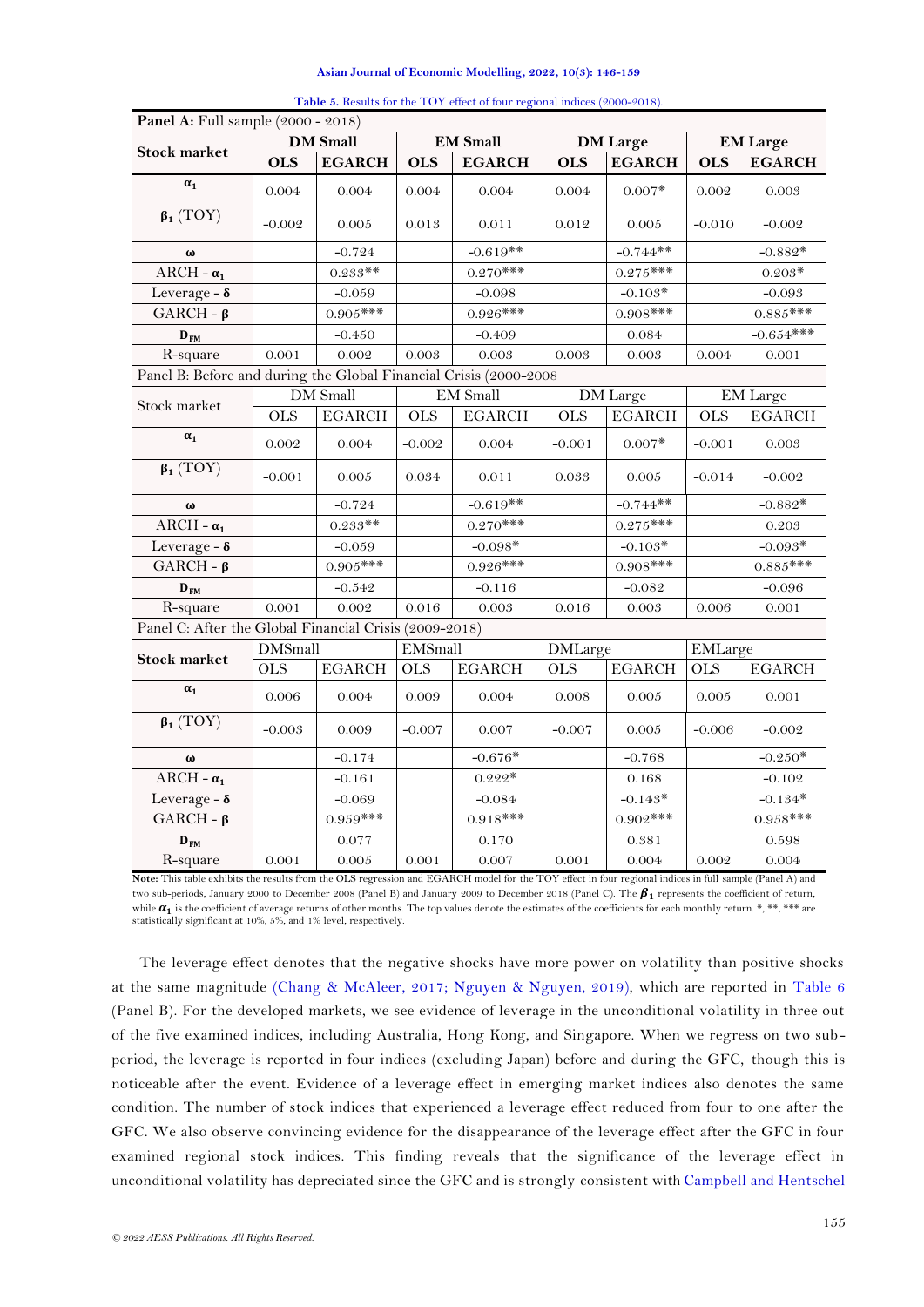**Table 5.** Results for the TOY effect of four regional indices (2000-2018).

| **Panel A:** Full sample (2000 - 2018) | | | | | | | | |
|---|---|---|---|---|---|---|---|---|
| **Stock market** | **DM Small** | | **EM Small** | | **DM Large** | | **EM Large** | |
| | **OLS** | **EGARCH** | **OLS** | **EGARCH** | **OLS** | **EGARCH** | **OLS** | **EGARCH** |
| $\alpha_1$ | 0.004 | 0.004 | 0.004 | 0.004 | 0.004 | 0.007* | 0.002 | 0.003 |
| $\beta_1$ (TOY) | -0.002 | 0.005 | 0.013 | 0.011 | 0.012 | 0.005 | -0.010 | -0.002 |
| $\omega$ | | -0.724 | | -0.619** | | -0.744** | | -0.882* |
| ARCH - $\alpha_1$ | | 0.233** | | 0.270*** | | 0.275*** | | 0.203* |
| Leverage - $\delta$ | | -0.059 | | -0.098 | | -0.103* | | -0.093 |
| GARCH - $\beta$ | | 0.905*** | | 0.926*** | | 0.908*** | | 0.885*** |
| $D_{FM}$ | | -0.450 | | -0.409 | | 0.084 | | -0.654*** |
| R-square | 0.001 | 0.002 | 0.003 | 0.003 | 0.003 | 0.003 | 0.004 | 0.001 |
| Panel B: Before and during the Global Financial Crisis (2000-2008 | | | | | | | | |
| Stock market | DM Small | | EM Small | | DM Large | | EM Large | |
| | OLS | EGARCH | OLS | EGARCH | OLS | EGARCH | OLS | EGARCH |
| $\alpha_1$ | 0.002 | 0.004 | -0.002 | 0.004 | -0.001 | 0.007* | -0.001 | 0.003 |
| $\beta_1$ (TOY) | -0.001 | 0.005 | 0.034 | 0.011 | 0.033 | 0.005 | -0.014 | -0.002 |
| $\omega$ | | -0.724 | | -0.619** | | -0.744** | | -0.882* |
| ARCH - $\alpha_1$ | | 0.233** | | 0.270*** | | 0.275*** | | 0.203 |
| Leverage - $\delta$ | | -0.059 | | -0.098* | | -0.103* | | -0.093* |
| GARCH - $\beta$ | | 0.905*** | | 0.926*** | | 0.908*** | | 0.885*** |
| $D_{FM}$ | | -0.542 | | -0.116 | | -0.082 | | -0.096 |
| R-square | 0.001 | 0.002 | 0.016 | 0.003 | 0.016 | 0.003 | 0.006 | 0.001 |
| Panel C: After the Global Financial Crisis (2009-2018) | | | | | | | | |
| **Stock market** | DMSmall | | EMSmall | | DMLarge | | EMLarge | |
| | OLS | EGARCH | OLS | EGARCH | OLS | EGARCH | OLS | EGARCH |
| $\alpha_1$ | 0.006 | 0.004 | 0.009 | 0.004 | 0.008 | 0.005 | 0.005 | 0.001 |
| $\beta_1$ (TOY) | -0.003 | 0.009 | -0.007 | 0.007 | -0.007 | 0.005 | -0.006 | -0.002 |
| $\omega$ | | -0.174 | | -0.676* | | -0.768 | | -0.250* |
| ARCH - $\alpha_1$ | | -0.161 | | 0.222* | | 0.168 | | -0.102 |
| Leverage - $\delta$ | | -0.069 | | -0.084 | | -0.143* | | -0.134* |
| GARCH - $\beta$ | | 0.959*** | | 0.918*** | | 0.902*** | | 0.958*** |
| $D_{FM}$ | | 0.077 | | 0.170 | | 0.381 | | 0.598 |
| R-square | 0.001 | 0.005 | 0.001 | 0.007 | 0.001 | 0.004 | 0.002 | 0.004 |

**Note:** This table exhibits the results from the OLS regression and EGARCH model for the TOY effect in four regional indices in full sample (Panel A) and two sub-periods, January 2000 to December 2008 (Panel B) and January 2009 to December 2018 (Panel C). The $\beta_1$ represents the coefficient of return, while $\alpha_1$ is the coefficient of average returns of other months. The top values denote the estimates of the coefficients for each monthly return. *, **, *** are statistically significant at 10%, 5%, and 1% level, respectively.

The leverage effect denotes that the negative shocks have more power on volatility than positive shocks at the same magnitude (Chang & McAleer, 2017; Nguyen & Nguyen, 2019), which are reported in Table 6 (Panel B). For the developed markets, we see evidence of leverage in the unconditional volatility in three out of the five examined indices, including Australia, Hong Kong, and Singapore. When we regress on two sub-period, the leverage is reported in four indices (excluding Japan) before and during the GFC, though this is noticeable after the event. Evidence of a leverage effect in emerging market indices also denotes the same condition. The number of stock indices that experienced a leverage effect reduced from four to one after the GFC. We also observe convincing evidence for the disappearance of the leverage effect after the GFC in four examined regional stock indices. This finding reveals that the significance of the leverage effect in unconditional volatility has depreciated since the GFC and is strongly consistent with Campbell and Hentschel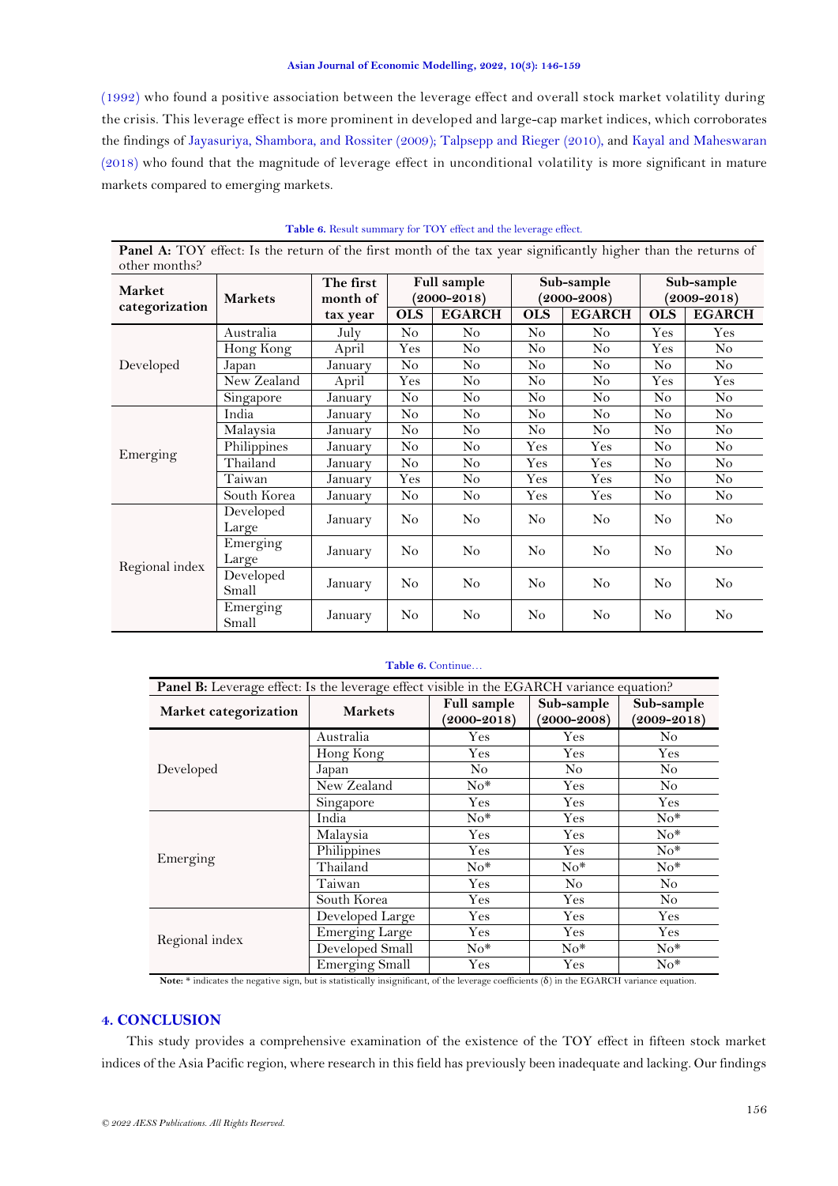(1992) who found a positive association between the leverage effect and overall stock market volatility during the crisis. This leverage effect is more prominent in developed and large-cap market indices, which corroborates the findings of Jayasuriya, Shambora, and Rossiter (2009); Talpsepp and Rieger (2010), and Kayal and Maheswaran (2018) who found that the magnitude of leverage effect in unconditional volatility is more significant in mature markets compared to emerging markets.

**Table 6.** Result summary for TOY effect and the leverage effect.

**Panel A:** TOY effect: Is the return of the first month of the tax year significantly higher than the returns of other months?

| Market categorization | Markets | The first month of tax year | Full sample (2000-2018) | | Sub-sample (2000-2008) | | Sub-sample (2009-2018) | |
|---|---|---|---|---|---|---|---|---|
| | | | OLS | EGARCH | OLS | EGARCH | OLS | EGARCH |
| Developed | Australia | July | No | No | No | No | Yes | Yes |
| | Hong Kong | April | Yes | No | No | No | Yes | No |
| | Japan | January | No | No | No | No | No | No |
| | New Zealand | April | Yes | No | No | No | Yes | Yes |
| | Singapore | January | No | No | No | No | No | No |
| Emerging | India | January | No | No | No | No | No | No |
| | Malaysia | January | No | No | No | No | No | No |
| | Philippines | January | No | No | Yes | Yes | No | No |
| | Thailand | January | No | No | Yes | Yes | No | No |
| | Taiwan | January | Yes | No | Yes | Yes | No | No |
| | South Korea | January | No | No | Yes | Yes | No | No |
| Regional index | Developed Large | January | No | No | No | No | No | No |
| | Emerging Large | January | No | No | No | No | No | No |
| | Developed Small | January | No | No | No | No | No | No |
| | Emerging Small | January | No | No | No | No | No | No |

**Table 6.** Continue...

**Panel B:** Leverage effect: Is the leverage effect visible in the EGARCH variance equation?

| Market categorization | Markets | Full sample (2000-2018) | Sub-sample (2000-2008) | Sub-sample (2009-2018) |
|---|---|---|---|---|
| Developed | Australia | Yes | Yes | No |
| | Hong Kong | Yes | Yes | Yes |
| | Japan | No | No | No |
| | New Zealand | No* | Yes | No |
| | Singapore | Yes | Yes | Yes |
| Emerging | India | No* | Yes | No* |
| | Malaysia | Yes | Yes | No* |
| | Philippines | Yes | Yes | No* |
| | Thailand | No* | No* | No* |
| | Taiwan | Yes | No | No |
| | South Korea | Yes | Yes | No |
| Regional index | Developed Large | Yes | Yes | Yes |
| | Emerging Large | Yes | Yes | Yes |
| | Developed Small | No* | No* | No* |
| | Emerging Small | Yes | Yes | No* |

**Note:** * indicates the negative sign, but is statistically insignificant, of the leverage coefficients (δ) in the EGARCH variance equation.

## 4. CONCLUSION

This study provides a comprehensive examination of the existence of the TOY effect in fifteen stock market indices of the Asia Pacific region, where research in this field has previously been inadequate and lacking. Our findings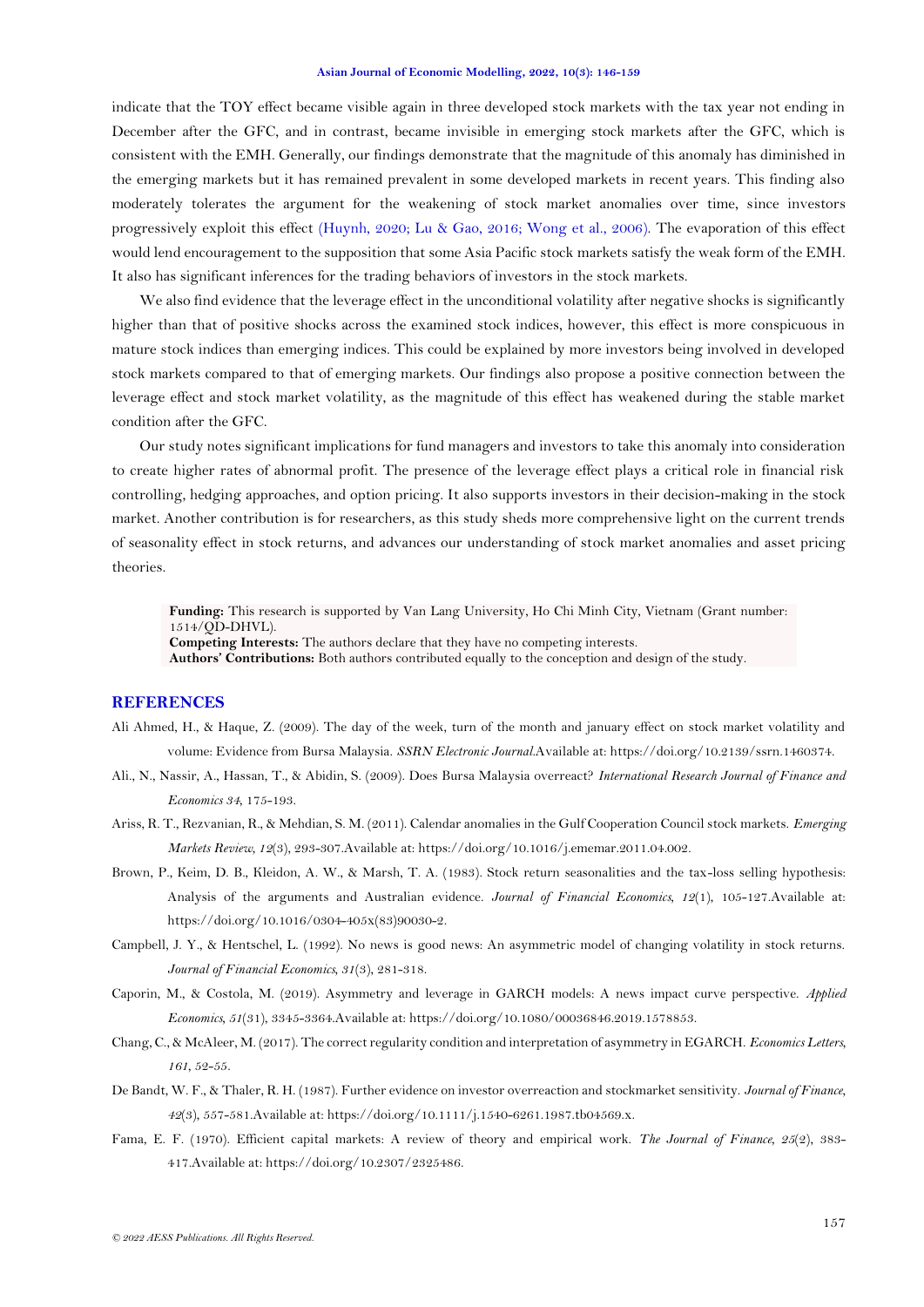indicate that the TOY effect became visible again in three developed stock markets with the tax year not ending in December after the GFC, and in contrast, became invisible in emerging stock markets after the GFC, which is consistent with the EMH. Generally, our findings demonstrate that the magnitude of this anomaly has diminished in the emerging markets but it has remained prevalent in some developed markets in recent years. This finding also moderately tolerates the argument for the weakening of stock market anomalies over time, since investors progressively exploit this effect (Huynh, 2020; Lu & Gao, 2016; Wong et al., 2006). The evaporation of this effect would lend encouragement to the supposition that some Asia Pacific stock markets satisfy the weak form of the EMH. It also has significant inferences for the trading behaviors of investors in the stock markets.

We also find evidence that the leverage effect in the unconditional volatility after negative shocks is significantly higher than that of positive shocks across the examined stock indices, however, this effect is more conspicuous in mature stock indices than emerging indices. This could be explained by more investors being involved in developed stock markets compared to that of emerging markets. Our findings also propose a positive connection between the leverage effect and stock market volatility, as the magnitude of this effect has weakened during the stable market condition after the GFC.

Our study notes significant implications for fund managers and investors to take this anomaly into consideration to create higher rates of abnormal profit. The presence of the leverage effect plays a critical role in financial risk controlling, hedging approaches, and option pricing. It also supports investors in their decision-making in the stock market. Another contribution is for researchers, as this study sheds more comprehensive light on the current trends of seasonality effect in stock returns, and advances our understanding of stock market anomalies and asset pricing theories.

**Funding:** This research is supported by Van Lang University, Ho Chi Minh City, Vietnam (Grant number: 1514/QD-DHVL).
**Competing Interests:** The authors declare that they have no competing interests.
**Authors' Contributions:** Both authors contributed equally to the conception and design of the study.

## REFERENCES

Ali Ahmed, H., & Haque, Z. (2009). The day of the week, turn of the month and january effect on stock market volatility and volume: Evidence from Bursa Malaysia. *SSRN Electronic Journal*.Available at: https://doi.org/10.2139/ssrn.1460374.

Ali., N., Nassir, A., Hassan, T., & Abidin, S. (2009). Does Bursa Malaysia overreact? *International Research Journal of Finance and Economics 34*, 175-193.

Ariss, R. T., Rezvanian, R., & Mehdian, S. M. (2011). Calendar anomalies in the Gulf Cooperation Council stock markets. *Emerging Markets Review, 12*(3), 293-307.Available at: https://doi.org/10.1016/j.ememar.2011.04.002.

Brown, P., Keim, D. B., Kleidon, A. W., & Marsh, T. A. (1983). Stock return seasonalities and the tax-loss selling hypothesis: Analysis of the arguments and Australian evidence. *Journal of Financial Economics, 12*(1), 105-127.Available at: https://doi.org/10.1016/0304-405x(83)90030-2.

Campbell, J. Y., & Hentschel, L. (1992). No news is good news: An asymmetric model of changing volatility in stock returns. *Journal of Financial Economics, 31*(3), 281-318.

Caporin, M., & Costola, M. (2019). Asymmetry and leverage in GARCH models: A news impact curve perspective. *Applied Economics, 51*(31), 3345-3364.Available at: https://doi.org/10.1080/00036846.2019.1578853.

Chang, C., & McAleer, M. (2017). The correct regularity condition and interpretation of asymmetry in EGARCH. *Economics Letters, 161*, 52-55.

De Bandt, W. F., & Thaler, R. H. (1987). Further evidence on investor overreaction and stockmarket sensitivity. *Journal of Finance, 42*(3), 557-581.Available at: https://doi.org/10.1111/j.1540-6261.1987.tb04569.x.

Fama, E. F. (1970). Efficient capital markets: A review of theory and empirical work. *The Journal of Finance, 25*(2), 383-417.Available at: https://doi.org/10.2307/2325486.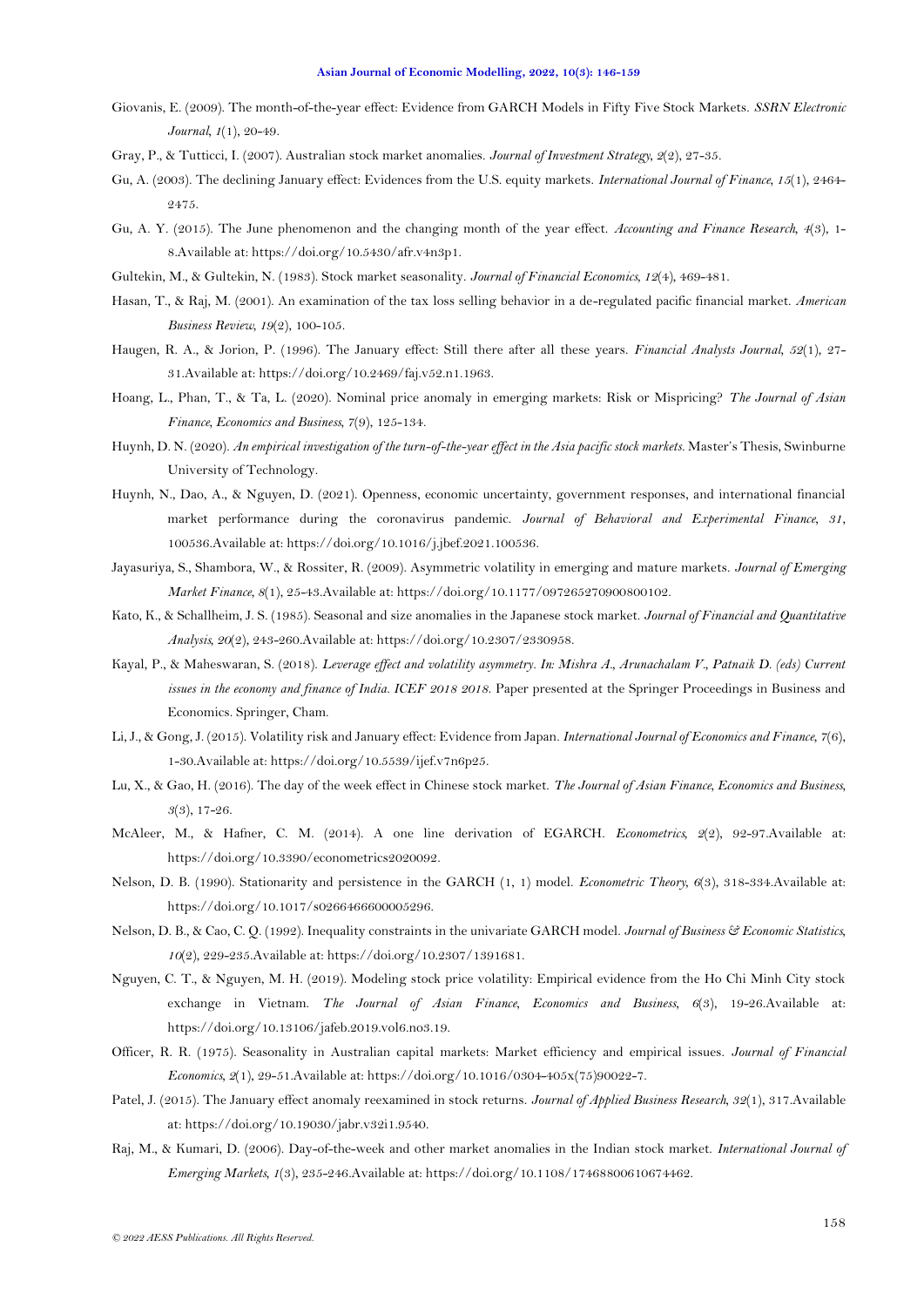Giovanis, E. (2009). The month-of-the-year effect: Evidence from GARCH Models in Fifty Five Stock Markets. *SSRN Electronic Journal*, *1*(1), 20-49.

Gray, P., & Tutticci, I. (2007). Australian stock market anomalies. *Journal of Investment Strategy*, *2*(2), 27-35.

Gu, A. (2003). The declining January effect: Evidences from the U.S. equity markets. *International Journal of Finance*, *15*(1), 2464-2475.

Gu, A. Y. (2015). The June phenomenon and the changing month of the year effect. *Accounting and Finance Research*, *4*(3), 1-8.Available at: https://doi.org/10.5430/afr.v4n3p1.

Gultekin, M., & Gultekin, N. (1983). Stock market seasonality. *Journal of Financial Economics*, *12*(4), 469-481.

Hasan, T., & Raj, M. (2001). An examination of the tax loss selling behavior in a de-regulated pacific financial market. *American Business Review*, *19*(2), 100-105.

Haugen, R. A., & Jorion, P. (1996). The January effect: Still there after all these years. *Financial Analysts Journal*, *52*(1), 27-31.Available at: https://doi.org/10.2469/faj.v52.n1.1963.

Hoang, L., Phan, T., & Ta, L. (2020). Nominal price anomaly in emerging markets: Risk or Mispricing? *The Journal of Asian Finance, Economics and Business*, *7*(9), 125-134.

Huynh, D. N. (2020). *An empirical investigation of the turn-of-the-year effect in the Asia pacific stock markets*. Master's Thesis, Swinburne University of Technology.

Huynh, N., Dao, A., & Nguyen, D. (2021). Openness, economic uncertainty, government responses, and international financial market performance during the coronavirus pandemic. *Journal of Behavioral and Experimental Finance*, *31*, 100536.Available at: https://doi.org/10.1016/j.jbef.2021.100536.

Jayasuriya, S., Shambora, W., & Rossiter, R. (2009). Asymmetric volatility in emerging and mature markets. *Journal of Emerging Market Finance*, *8*(1), 25-43.Available at: https://doi.org/10.1177/097265270900800102.

Kato, K., & Schallheim, J. S. (1985). Seasonal and size anomalies in the Japanese stock market. *Journal of Financial and Quantitative Analysis*, *20*(2), 243-260.Available at: https://doi.org/10.2307/2330958.

Kayal, P., & Maheswaran, S. (2018). *Leverage effect and volatility asymmetry. In: Mishra A., Arunachalam V., Patnaik D. (eds) Current issues in the economy and finance of India. ICEF 2018 2018.* Paper presented at the Springer Proceedings in Business and Economics. Springer, Cham.

Li, J., & Gong, J. (2015). Volatility risk and January effect: Evidence from Japan. *International Journal of Economics and Finance*, *7*(6), 1-30.Available at: https://doi.org/10.5539/ijef.v7n6p25.

Lu, X., & Gao, H. (2016). The day of the week effect in Chinese stock market. *The Journal of Asian Finance, Economics and Business*, *3*(3), 17-26.

McAleer, M., & Hafner, C. M. (2014). A one line derivation of EGARCH. *Econometrics*, *2*(2), 92-97.Available at: https://doi.org/10.3390/econometrics2020092.

Nelson, D. B. (1990). Stationarity and persistence in the GARCH (1, 1) model. *Econometric Theory*, *6*(3), 318-334.Available at: https://doi.org/10.1017/s0266466600005296.

Nelson, D. B., & Cao, C. Q. (1992). Inequality constraints in the univariate GARCH model. *Journal of Business & Economic Statistics*, *10*(2), 229-235.Available at: https://doi.org/10.2307/1391681.

Nguyen, C. T., & Nguyen, M. H. (2019). Modeling stock price volatility: Empirical evidence from the Ho Chi Minh City stock exchange in Vietnam. *The Journal of Asian Finance, Economics and Business*, *6*(3), 19-26.Available at: https://doi.org/10.13106/jafeb.2019.vol6.no3.19.

Officer, R. R. (1975). Seasonality in Australian capital markets: Market efficiency and empirical issues. *Journal of Financial Economics*, *2*(1), 29-51.Available at: https://doi.org/10.1016/0304-405x(75)90022-7.

Patel, J. (2015). The January effect anomaly reexamined in stock returns. *Journal of Applied Business Research*, *32*(1), 317.Available at: https://doi.org/10.19030/jabr.v32i1.9540.

Raj, M., & Kumari, D. (2006). Day-of-the-week and other market anomalies in the Indian stock market. *International Journal of Emerging Markets*, *1*(3), 235-246.Available at: https://doi.org/10.1108/17468800610674462.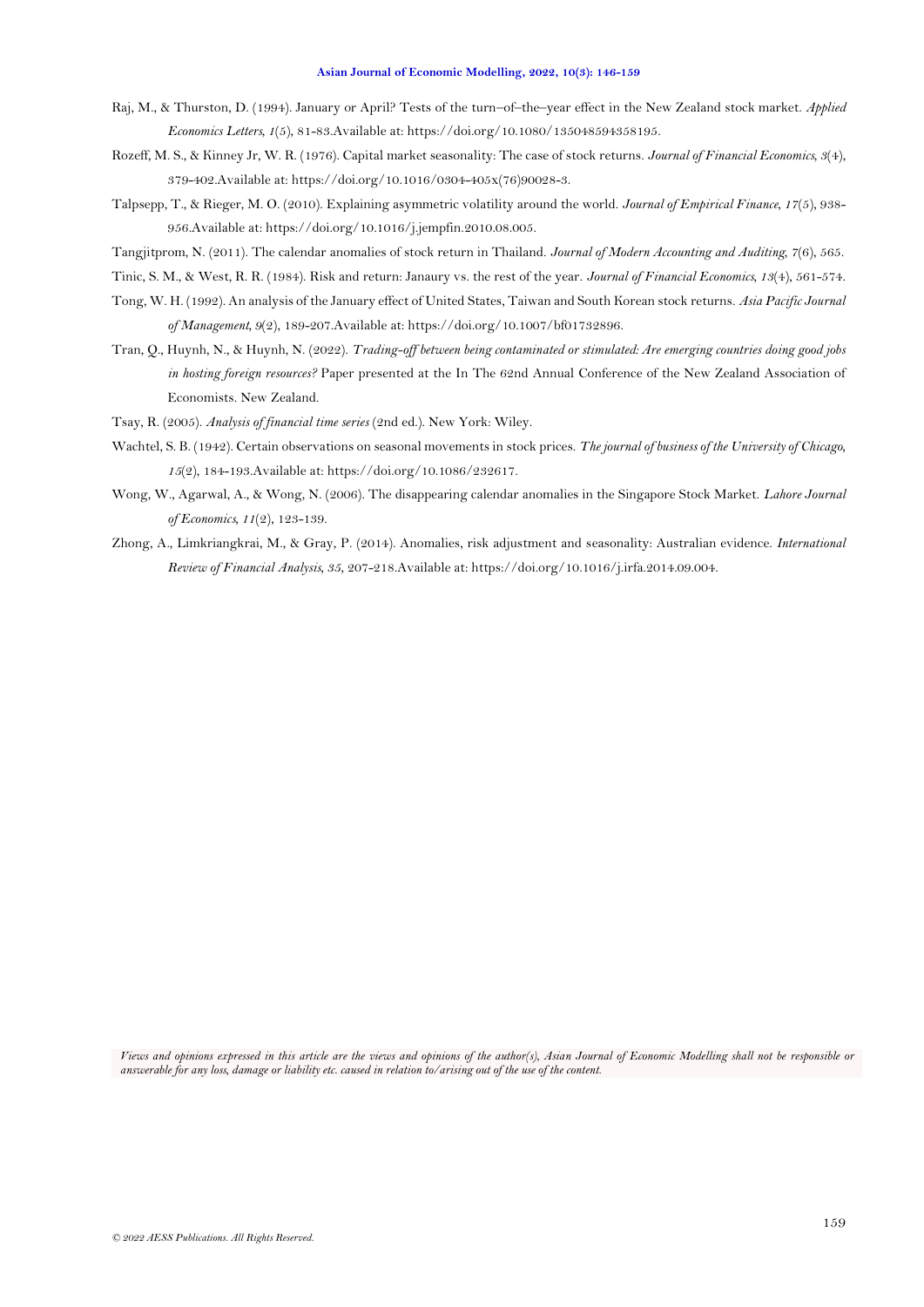Raj, M., & Thurston, D. (1994). January or April? Tests of the turn–of–the–year effect in the New Zealand stock market. *Applied Economics Letters, 1*(5), 81-83.Available at: https://doi.org/10.1080/135048594358195.

Rozeff, M. S., & Kinney Jr, W. R. (1976). Capital market seasonality: The case of stock returns. *Journal of Financial Economics, 3*(4), 379-402.Available at: https://doi.org/10.1016/0304-405x(76)90028-3.

Talpsepp, T., & Rieger, M. O. (2010). Explaining asymmetric volatility around the world. *Journal of Empirical Finance, 17*(5), 938-956.Available at: https://doi.org/10.1016/j.jempfin.2010.08.005.

Tangjitprom, N. (2011). The calendar anomalies of stock return in Thailand. *Journal of Modern Accounting and Auditing, 7*(6), 565.

Tinic, S. M., & West, R. R. (1984). Risk and return: Janaury vs. the rest of the year. *Journal of Financial Economics, 13*(4), 561-574.

Tong, W. H. (1992). An analysis of the January effect of United States, Taiwan and South Korean stock returns. *Asia Pacific Journal of Management, 9*(2), 189-207.Available at: https://doi.org/10.1007/bf01732896.

Tran, Q., Huynh, N., & Huynh, N. (2022). *Trading-off between being contaminated or stimulated: Are emerging countries doing good jobs in hosting foreign resources?* Paper presented at the In The 62nd Annual Conference of the New Zealand Association of Economists. New Zealand.

Tsay, R. (2005). *Analysis of financial time series* (2nd ed.). New York: Wiley.

Wachtel, S. B. (1942). Certain observations on seasonal movements in stock prices. *The journal of business of the University of Chicago, 15*(2), 184-193.Available at: https://doi.org/10.1086/232617.

Wong, W., Agarwal, A., & Wong, N. (2006). The disappearing calendar anomalies in the Singapore Stock Market. *Lahore Journal of Economics, 11*(2), 123-139.

Zhong, A., Limkriangkrai, M., & Gray, P. (2014). Anomalies, risk adjustment and seasonality: Australian evidence. *International Review of Financial Analysis, 35*, 207-218.Available at: https://doi.org/10.1016/j.irfa.2014.09.004.

*Views and opinions expressed in this article are the views and opinions of the author(s), Asian Journal of Economic Modelling shall not be responsible or answerable for any loss, damage or liability etc. caused in relation to/arising out of the use of the content.*